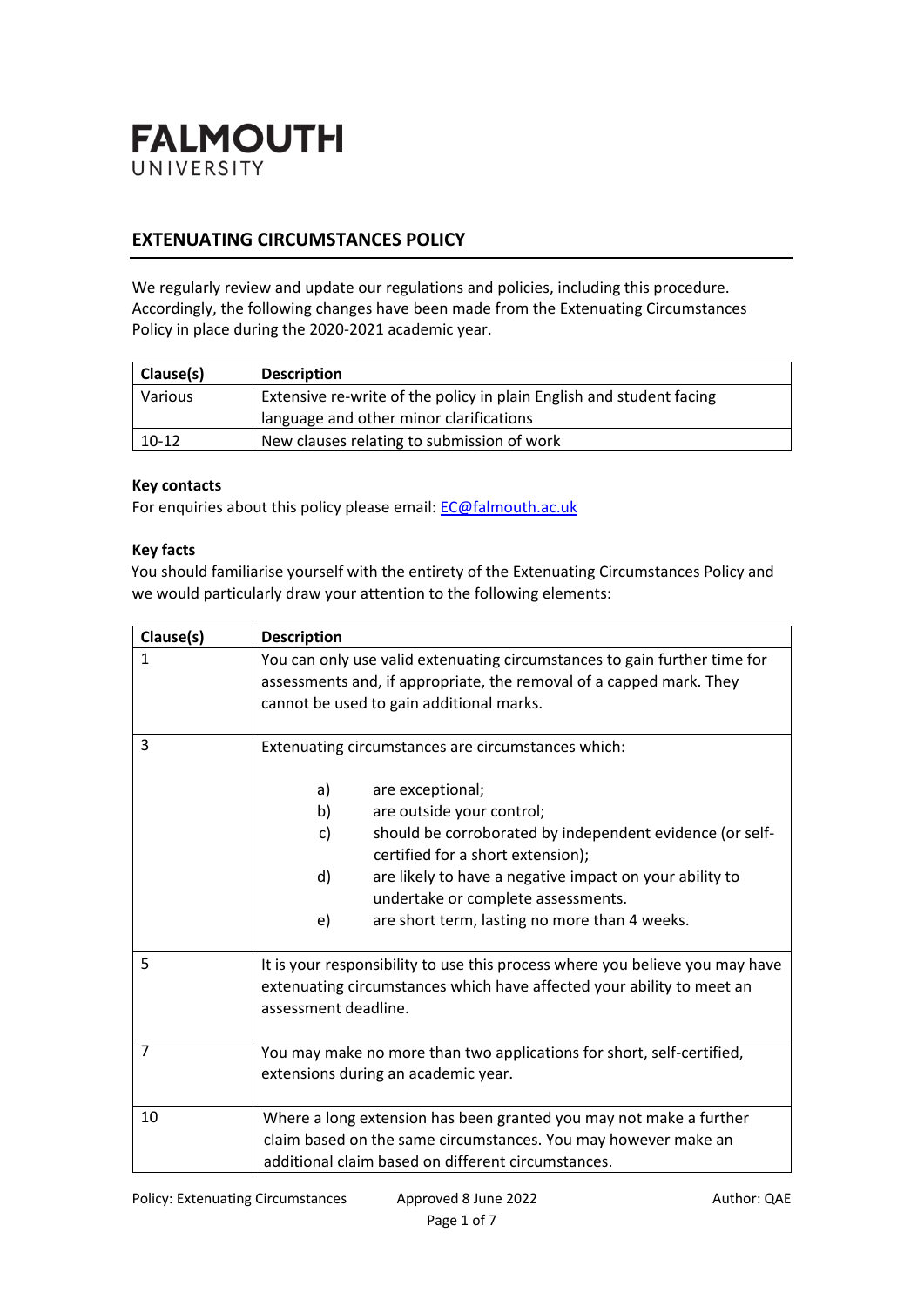# FALMOUTH UNIVERSITY

## EXTENUATING CIRCUMSTANCES POLICY

We regularly review and update our regulations and policies, including this procedure. Accordingly, the following changes have been made from the Extenuating Circumstances Policy in place during the 2020-2021 academic year.

| Clause(s) | Description |
|---|---|
| Various | Extensive re-write of the policy in plain English and student facing language and other minor clarifications |
| 10-12 | New clauses relating to submission of work |

**Key contacts**

For enquiries about this policy please email: EC@falmouth.ac.uk

**Key facts**

You should familiarise yourself with the entirety of the Extenuating Circumstances Policy and we would particularly draw your attention to the following elements:

| Clause(s) | Description |
|---|---|
| 1 | You can only use valid extenuating circumstances to gain further time for assessments and, if appropriate, the removal of a capped mark. They cannot be used to gain additional marks. |
| 3 | Extenuating circumstances are circumstances which:<br><br>a) are exceptional;<br>b) are outside your control;<br>c) should be corroborated by independent evidence (or self-certified for a short extension);<br>d) are likely to have a negative impact on your ability to undertake or complete assessments.<br>e) are short term, lasting no more than 4 weeks. |
| 5 | It is your responsibility to use this process where you believe you may have extenuating circumstances which have affected your ability to meet an assessment deadline. |
| 7 | You may make no more than two applications for short, self-certified, extensions during an academic year. |
| 10 | Where a long extension has been granted you may not make a further claim based on the same circumstances. You may however make an additional claim based on different circumstances. |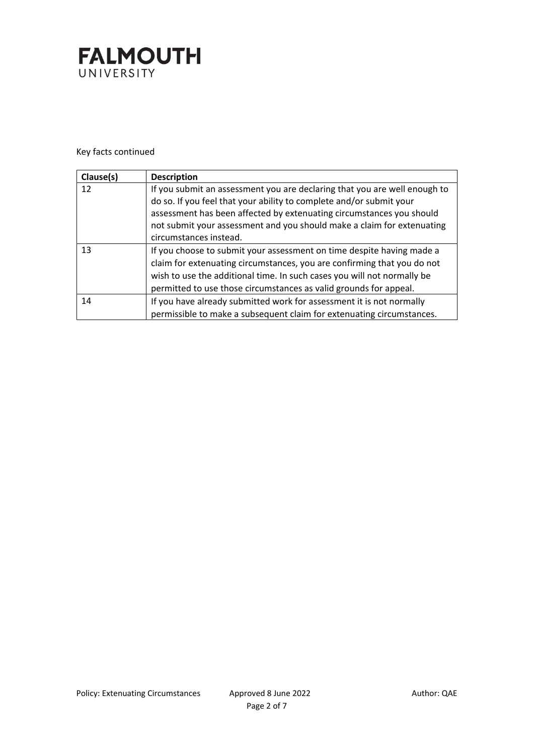Key facts continued

| Clause(s) | Description |
|---|---|
| 12 | If you submit an assessment you are declaring that you are well enough to do so. If you feel that your ability to complete and/or submit your assessment has been affected by extenuating circumstances you should not submit your assessment and you should make a claim for extenuating circumstances instead. |
| 13 | If you choose to submit your assessment on time despite having made a claim for extenuating circumstances, you are confirming that you do not wish to use the additional time. In such cases you will not normally be permitted to use those circumstances as valid grounds for appeal. |
| 14 | If you have already submitted work for assessment it is not normally permissible to make a subsequent claim for extenuating circumstances. |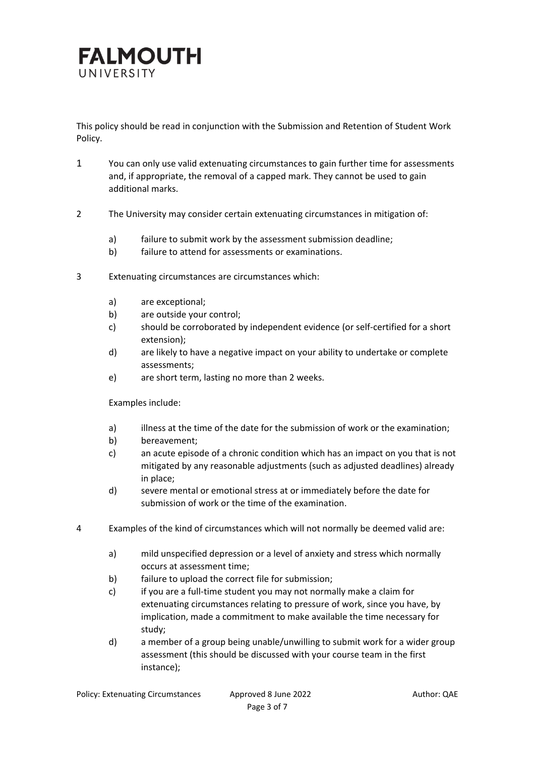This policy should be read in conjunction with the Submission and Retention of Student Work Policy.

1 You can only use valid extenuating circumstances to gain further time for assessments and, if appropriate, the removal of a capped mark. They cannot be used to gain additional marks.

2 The University may consider certain extenuating circumstances in mitigation of:

   a) failure to submit work by the assessment submission deadline;
   b) failure to attend for assessments or examinations.

3 Extenuating circumstances are circumstances which:

   a) are exceptional;
   b) are outside your control;
   c) should be corroborated by independent evidence (or self-certified for a short extension);
   d) are likely to have a negative impact on your ability to undertake or complete assessments;
   e) are short term, lasting no more than 2 weeks.

   Examples include:

   a) illness at the time of the date for the submission of work or the examination;
   b) bereavement;
   c) an acute episode of a chronic condition which has an impact on you that is not mitigated by any reasonable adjustments (such as adjusted deadlines) already in place;
   d) severe mental or emotional stress at or immediately before the date for submission of work or the time of the examination.

4 Examples of the kind of circumstances which will not normally be deemed valid are:

   a) mild unspecified depression or a level of anxiety and stress which normally occurs at assessment time;
   b) failure to upload the correct file for submission;
   c) if you are a full-time student you may not normally make a claim for extenuating circumstances relating to pressure of work, since you have, by implication, made a commitment to make available the time necessary for study;
   d) a member of a group being unable/unwilling to submit work for a wider group assessment (this should be discussed with your course team in the first instance);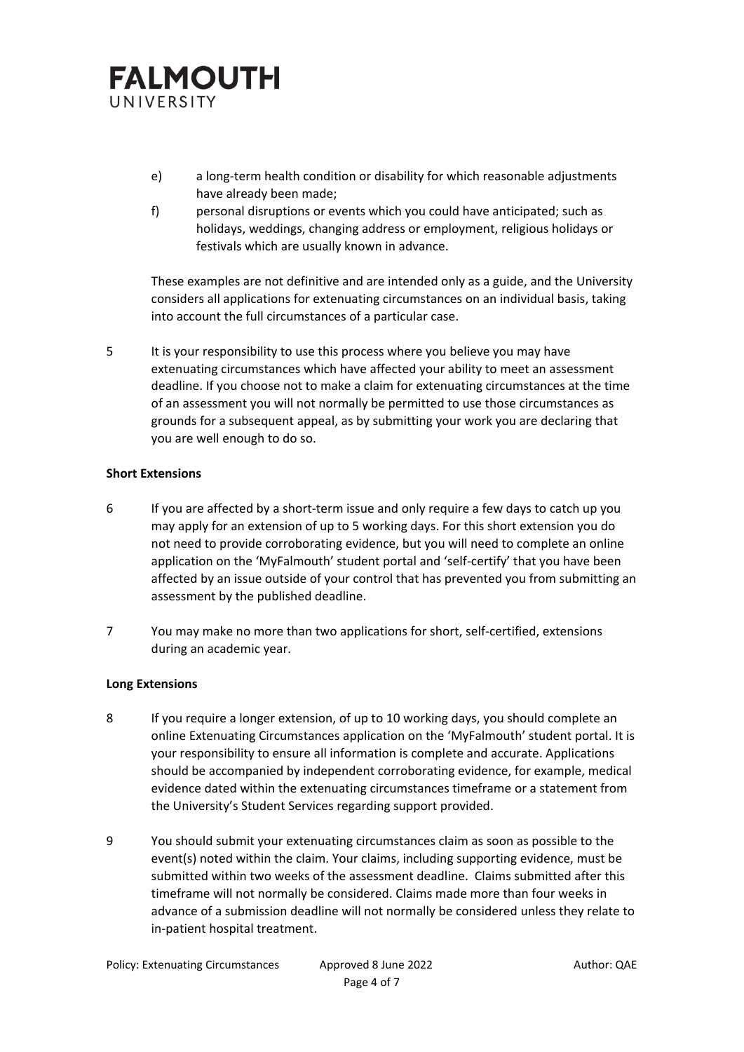e) a long-term health condition or disability for which reasonable adjustments have already been made;

f) personal disruptions or events which you could have anticipated; such as holidays, weddings, changing address or employment, religious holidays or festivals which are usually known in advance.

These examples are not definitive and are intended only as a guide, and the University considers all applications for extenuating circumstances on an individual basis, taking into account the full circumstances of a particular case.

5 It is your responsibility to use this process where you believe you may have extenuating circumstances which have affected your ability to meet an assessment deadline. If you choose not to make a claim for extenuating circumstances at the time of an assessment you will not normally be permitted to use those circumstances as grounds for a subsequent appeal, as by submitting your work you are declaring that you are well enough to do so.

**Short Extensions**

6 If you are affected by a short-term issue and only require a few days to catch up you may apply for an extension of up to 5 working days. For this short extension you do not need to provide corroborating evidence, but you will need to complete an online application on the 'MyFalmouth' student portal and 'self-certify' that you have been affected by an issue outside of your control that has prevented you from submitting an assessment by the published deadline.

7 You may make no more than two applications for short, self-certified, extensions during an academic year.

**Long Extensions**

8 If you require a longer extension, of up to 10 working days, you should complete an online Extenuating Circumstances application on the 'MyFalmouth' student portal. It is your responsibility to ensure all information is complete and accurate. Applications should be accompanied by independent corroborating evidence, for example, medical evidence dated within the extenuating circumstances timeframe or a statement from the University's Student Services regarding support provided.

9 You should submit your extenuating circumstances claim as soon as possible to the event(s) noted within the claim. Your claims, including supporting evidence, must be submitted within two weeks of the assessment deadline. Claims submitted after this timeframe will not normally be considered. Claims made more than four weeks in advance of a submission deadline will not normally be considered unless they relate to in-patient hospital treatment.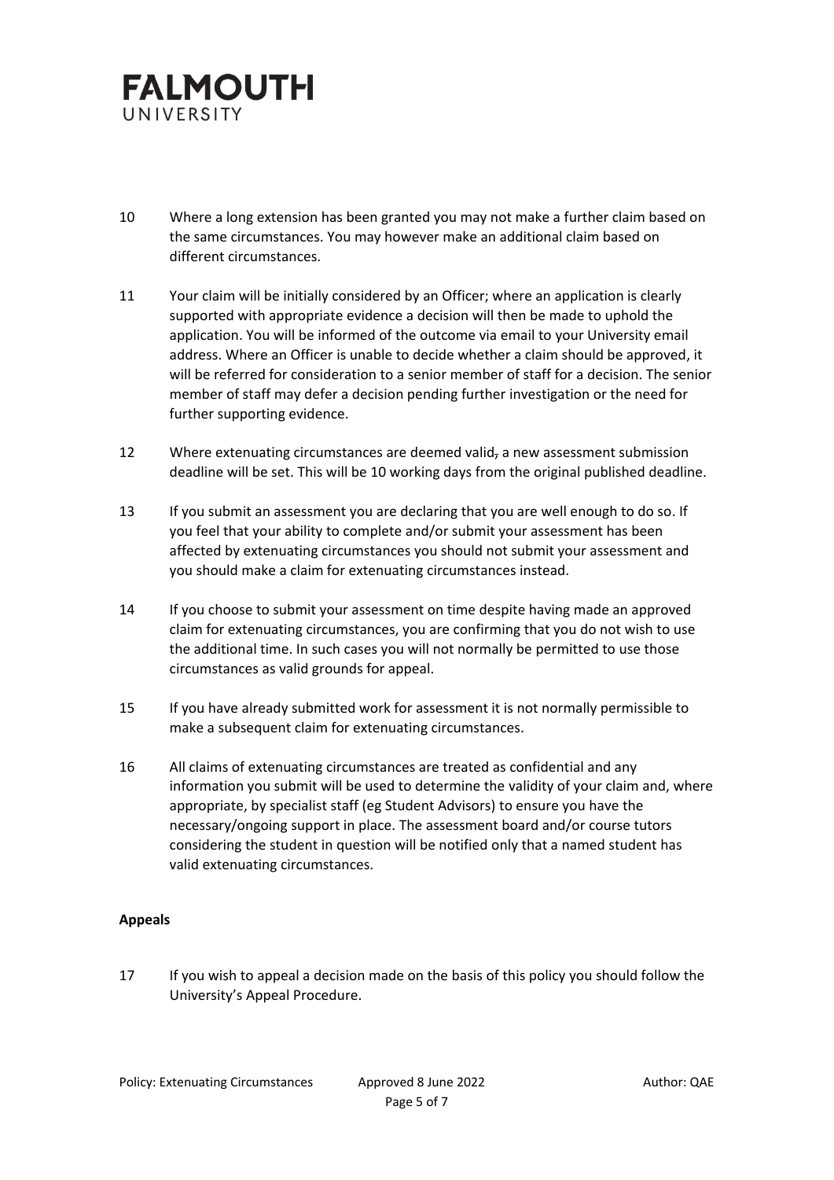10 Where a long extension has been granted you may not make a further claim based on the same circumstances. You may however make an additional claim based on different circumstances.

11 Your claim will be initially considered by an Officer; where an application is clearly supported with appropriate evidence a decision will then be made to uphold the application. You will be informed of the outcome via email to your University email address. Where an Officer is unable to decide whether a claim should be approved, it will be referred for consideration to a senior member of staff for a decision. The senior member of staff may defer a decision pending further investigation or the need for further supporting evidence.

12 Where extenuating circumstances are deemed valid, a new assessment submission deadline will be set. This will be 10 working days from the original published deadline.

13 If you submit an assessment you are declaring that you are well enough to do so. If you feel that your ability to complete and/or submit your assessment has been affected by extenuating circumstances you should not submit your assessment and you should make a claim for extenuating circumstances instead.

14 If you choose to submit your assessment on time despite having made an approved claim for extenuating circumstances, you are confirming that you do not wish to use the additional time. In such cases you will not normally be permitted to use those circumstances as valid grounds for appeal.

15 If you have already submitted work for assessment it is not normally permissible to make a subsequent claim for extenuating circumstances.

16 All claims of extenuating circumstances are treated as confidential and any information you submit will be used to determine the validity of your claim and, where appropriate, by specialist staff (eg Student Advisors) to ensure you have the necessary/ongoing support in place. The assessment board and/or course tutors considering the student in question will be notified only that a named student has valid extenuating circumstances.

**Appeals**

17 If you wish to appeal a decision made on the basis of this policy you should follow the University's Appeal Procedure.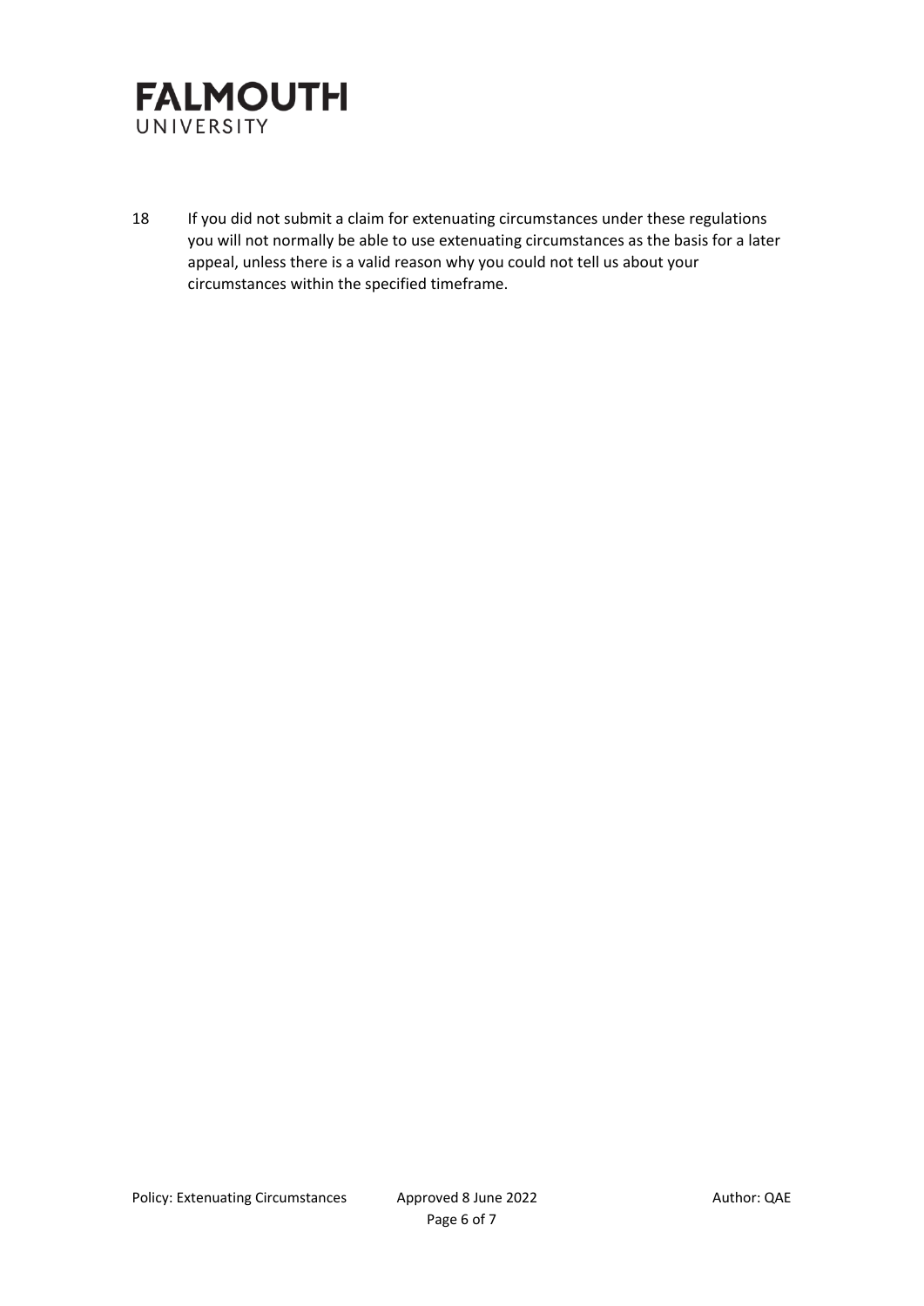18 If you did not submit a claim for extenuating circumstances under these regulations you will not normally be able to use extenuating circumstances as the basis for a later appeal, unless there is a valid reason why you could not tell us about your circumstances within the specified timeframe.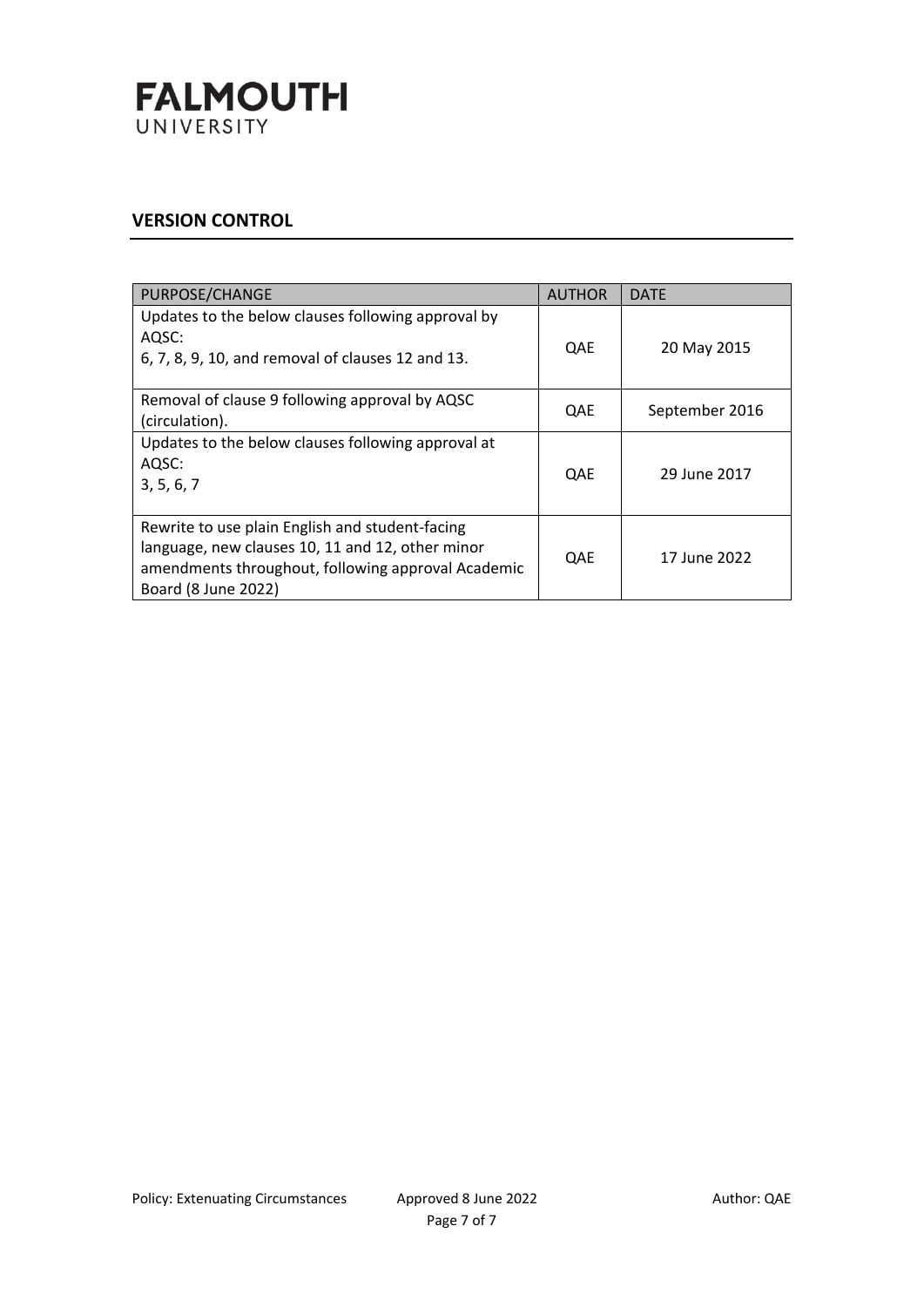**FALMOUTH**
UNIVERSITY

## VERSION CONTROL

| PURPOSE/CHANGE | AUTHOR | DATE |
|---|---|---|
| Updates to the below clauses following approval by AQSC: 6, 7, 8, 9, 10, and removal of clauses 12 and 13. | QAE | 20 May 2015 |
| Removal of clause 9 following approval by AQSC (circulation). | QAE | September 2016 |
| Updates to the below clauses following approval at AQSC: 3, 5, 6, 7 | QAE | 29 June 2017 |
| Rewrite to use plain English and student-facing language, new clauses 10, 11 and 12, other minor amendments throughout, following approval Academic Board (8 June 2022) | QAE | 17 June 2022 |